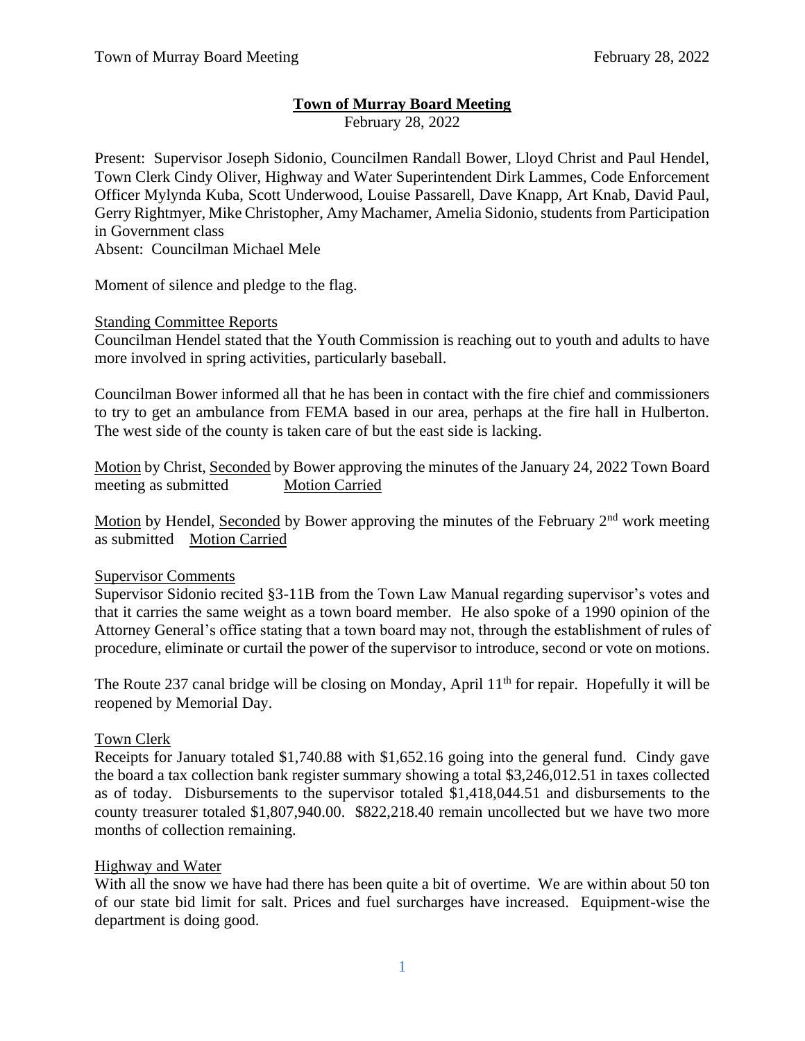# Town of Murray Board Meeting

February 28, 2022

Present: Supervisor Joseph Sidonio, Councilmen Randall Bower, Lloyd Christ and Paul Hendel, Town Clerk Cindy Oliver, Highway and Water Superintendent Dirk Lammes, Code Enforcement Officer Mylynda Kuba, Scott Underwood, Louise Passarell, Dave Knapp, Art Knab, David Paul, Gerry Rightmyer, Mike Christopher, Amy Machamer, Amelia Sidonio, students from Participation in Government class
Absent: Councilman Michael Mele

Moment of silence and pledge to the flag.

Standing Committee Reports

Councilman Hendel stated that the Youth Commission is reaching out to youth and adults to have more involved in spring activities, particularly baseball.

Councilman Bower informed all that he has been in contact with the fire chief and commissioners to try to get an ambulance from FEMA based in our area, perhaps at the fire hall in Hulberton. The west side of the county is taken care of but the east side is lacking.

Motion by Christ, Seconded by Bower approving the minutes of the January 24, 2022 Town Board meeting as submitted    Motion Carried

Motion by Hendel, Seconded by Bower approving the minutes of the February 2nd work meeting as submitted    Motion Carried

Supervisor Comments

Supervisor Sidonio recited §3-11B from the Town Law Manual regarding supervisor's votes and that it carries the same weight as a town board member. He also spoke of a 1990 opinion of the Attorney General's office stating that a town board may not, through the establishment of rules of procedure, eliminate or curtail the power of the supervisor to introduce, second or vote on motions.

The Route 237 canal bridge will be closing on Monday, April 11th for repair. Hopefully it will be reopened by Memorial Day.

Town Clerk

Receipts for January totaled $1,740.88 with $1,652.16 going into the general fund. Cindy gave the board a tax collection bank register summary showing a total $3,246,012.51 in taxes collected as of today. Disbursements to the supervisor totaled $1,418,044.51 and disbursements to the county treasurer totaled $1,807,940.00. $822,218.40 remain uncollected but we have two more months of collection remaining.

Highway and Water

With all the snow we have had there has been quite a bit of overtime. We are within about 50 ton of our state bid limit for salt. Prices and fuel surcharges have increased. Equipment-wise the department is doing good.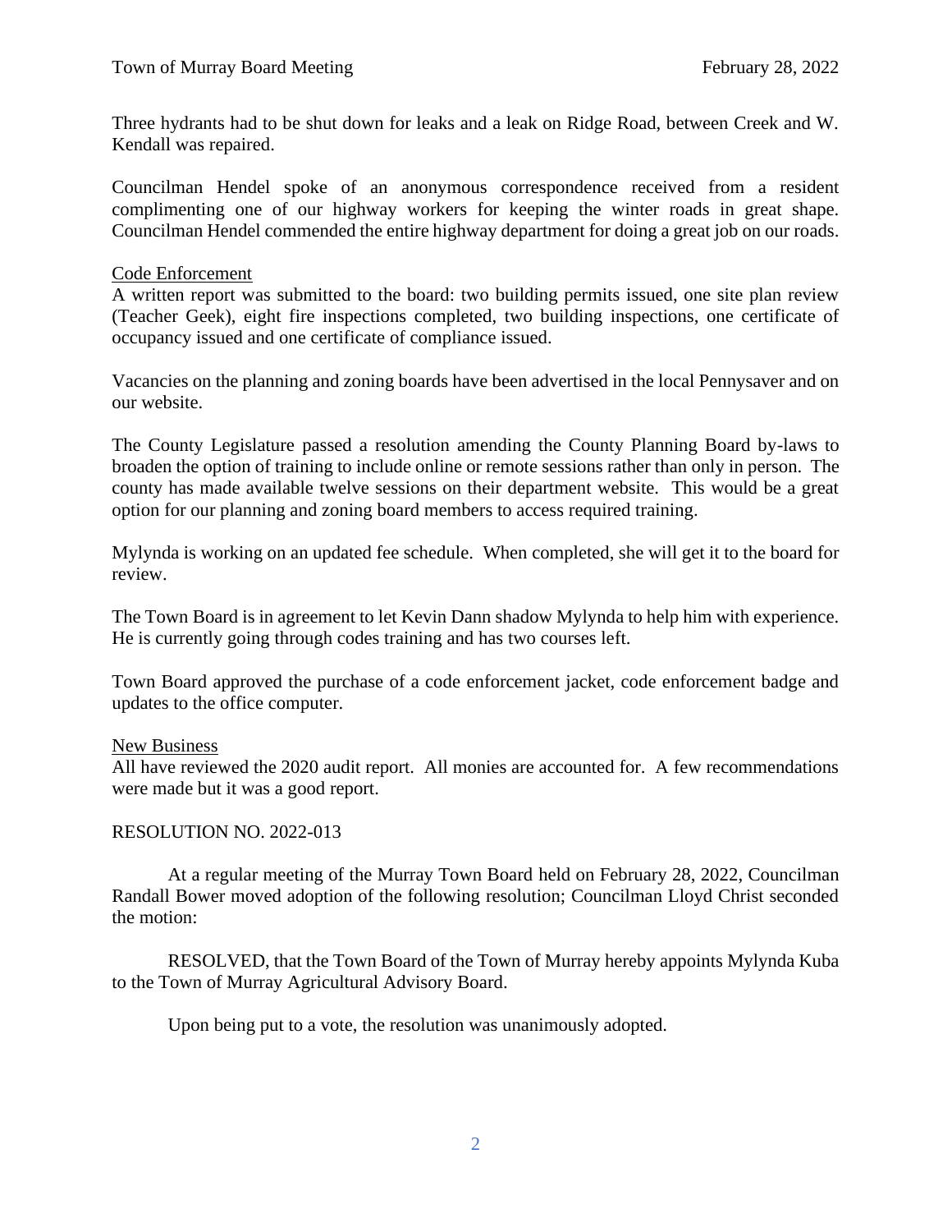Three hydrants had to be shut down for leaks and a leak on Ridge Road, between Creek and W. Kendall was repaired.

Councilman Hendel spoke of an anonymous correspondence received from a resident complimenting one of our highway workers for keeping the winter roads in great shape. Councilman Hendel commended the entire highway department for doing a great job on our roads.

Code Enforcement

A written report was submitted to the board: two building permits issued, one site plan review (Teacher Geek), eight fire inspections completed, two building inspections, one certificate of occupancy issued and one certificate of compliance issued.

Vacancies on the planning and zoning boards have been advertised in the local Pennysaver and on our website.

The County Legislature passed a resolution amending the County Planning Board by-laws to broaden the option of training to include online or remote sessions rather than only in person. The county has made available twelve sessions on their department website. This would be a great option for our planning and zoning board members to access required training.

Mylynda is working on an updated fee schedule. When completed, she will get it to the board for review.

The Town Board is in agreement to let Kevin Dann shadow Mylynda to help him with experience. He is currently going through codes training and has two courses left.

Town Board approved the purchase of a code enforcement jacket, code enforcement badge and updates to the office computer.

New Business

All have reviewed the 2020 audit report. All monies are accounted for. A few recommendations were made but it was a good report.

RESOLUTION NO. 2022-013

At a regular meeting of the Murray Town Board held on February 28, 2022, Councilman Randall Bower moved adoption of the following resolution; Councilman Lloyd Christ seconded the motion:

RESOLVED, that the Town Board of the Town of Murray hereby appoints Mylynda Kuba to the Town of Murray Agricultural Advisory Board.

Upon being put to a vote, the resolution was unanimously adopted.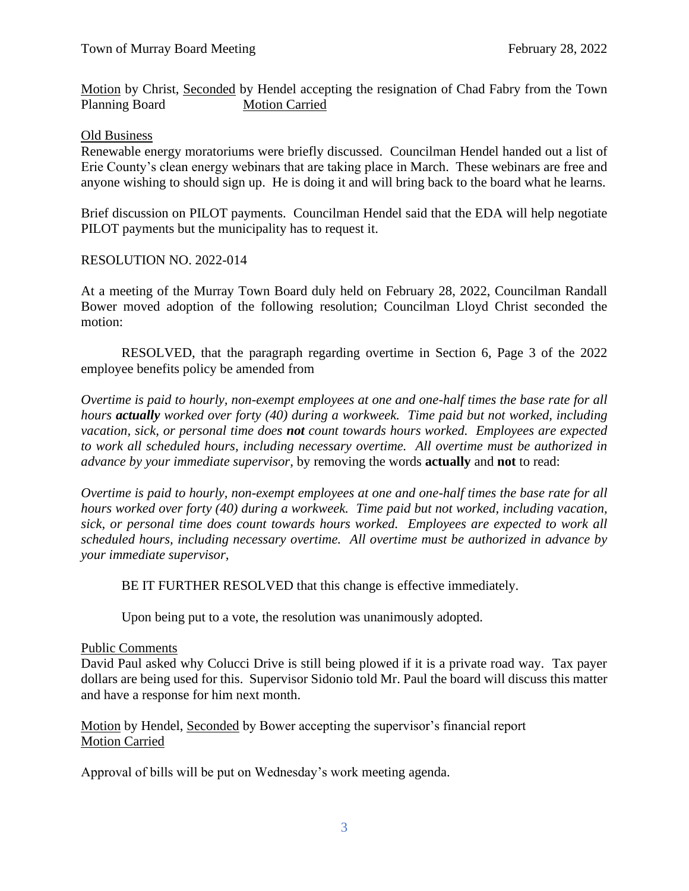Motion by Christ, Seconded by Hendel accepting the resignation of Chad Fabry from the Town Planning Board Motion Carried

Old Business

Renewable energy moratoriums were briefly discussed. Councilman Hendel handed out a list of Erie County's clean energy webinars that are taking place in March. These webinars are free and anyone wishing to should sign up. He is doing it and will bring back to the board what he learns.

Brief discussion on PILOT payments. Councilman Hendel said that the EDA will help negotiate PILOT payments but the municipality has to request it.

RESOLUTION NO. 2022-014

At a meeting of the Murray Town Board duly held on February 28, 2022, Councilman Randall Bower moved adoption of the following resolution; Councilman Lloyd Christ seconded the motion:

RESOLVED, that the paragraph regarding overtime in Section 6, Page 3 of the 2022 employee benefits policy be amended from

*Overtime is paid to hourly, non-exempt employees at one and one-half times the base rate for all hours* ***actually*** *worked over forty (40) during a workweek. Time paid but not worked, including vacation, sick, or personal time does* ***not*** *count towards hours worked. Employees are expected to work all scheduled hours, including necessary overtime. All overtime must be authorized in advance by your immediate supervisor,* by removing the words **actually** and **not** to read:

*Overtime is paid to hourly, non-exempt employees at one and one-half times the base rate for all hours worked over forty (40) during a workweek. Time paid but not worked, including vacation, sick, or personal time does count towards hours worked. Employees are expected to work all scheduled hours, including necessary overtime. All overtime must be authorized in advance by your immediate supervisor,*

BE IT FURTHER RESOLVED that this change is effective immediately.

Upon being put to a vote, the resolution was unanimously adopted.

Public Comments

David Paul asked why Colucci Drive is still being plowed if it is a private road way. Tax payer dollars are being used for this. Supervisor Sidonio told Mr. Paul the board will discuss this matter and have a response for him next month.

Motion by Hendel, Seconded by Bower accepting the supervisor's financial report
Motion Carried

Approval of bills will be put on Wednesday's work meeting agenda.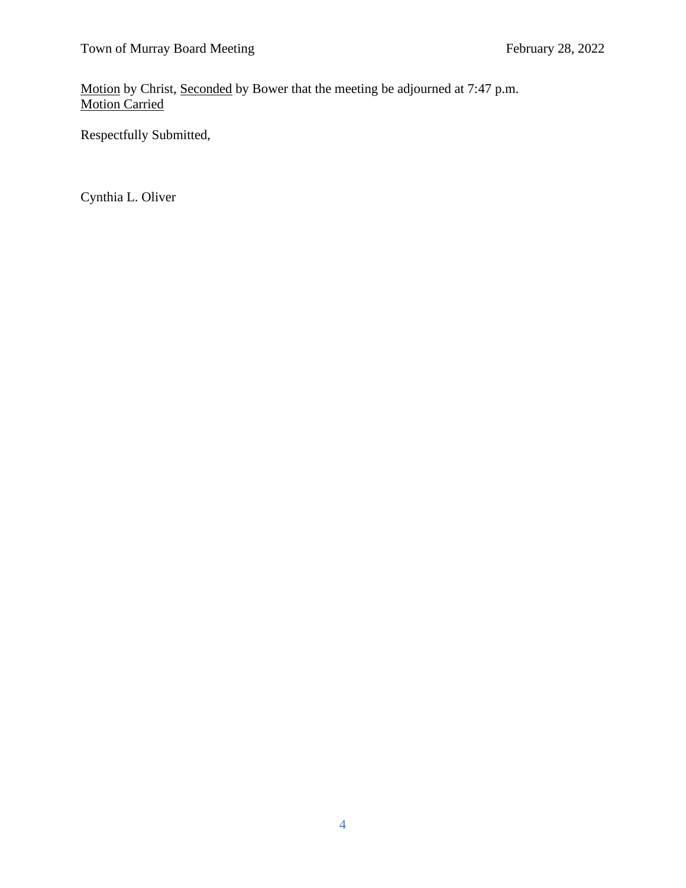Motion by Christ, Seconded by Bower that the meeting be adjourned at 7:47 p.m.
Motion Carried

Respectfully Submitted,

Cynthia L. Oliver